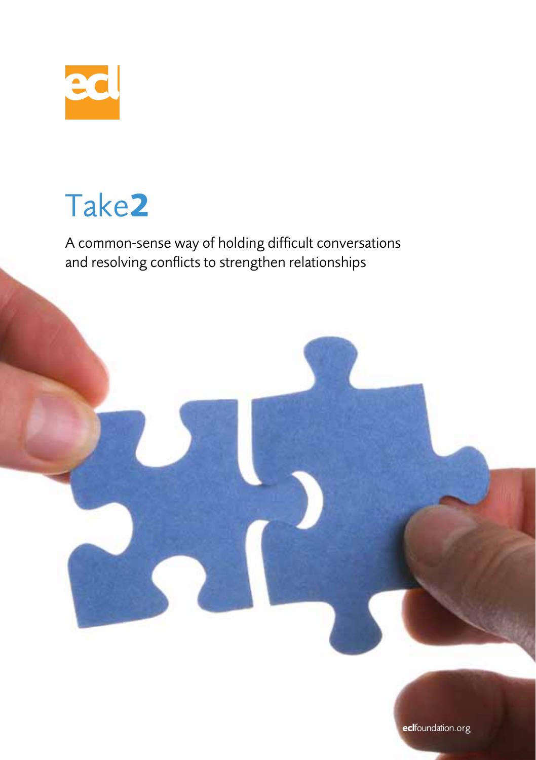# Take**2**

A common-sense way of holding difficult conversations and resolving conflicts to strengthen relationships

**ecl**foundation.org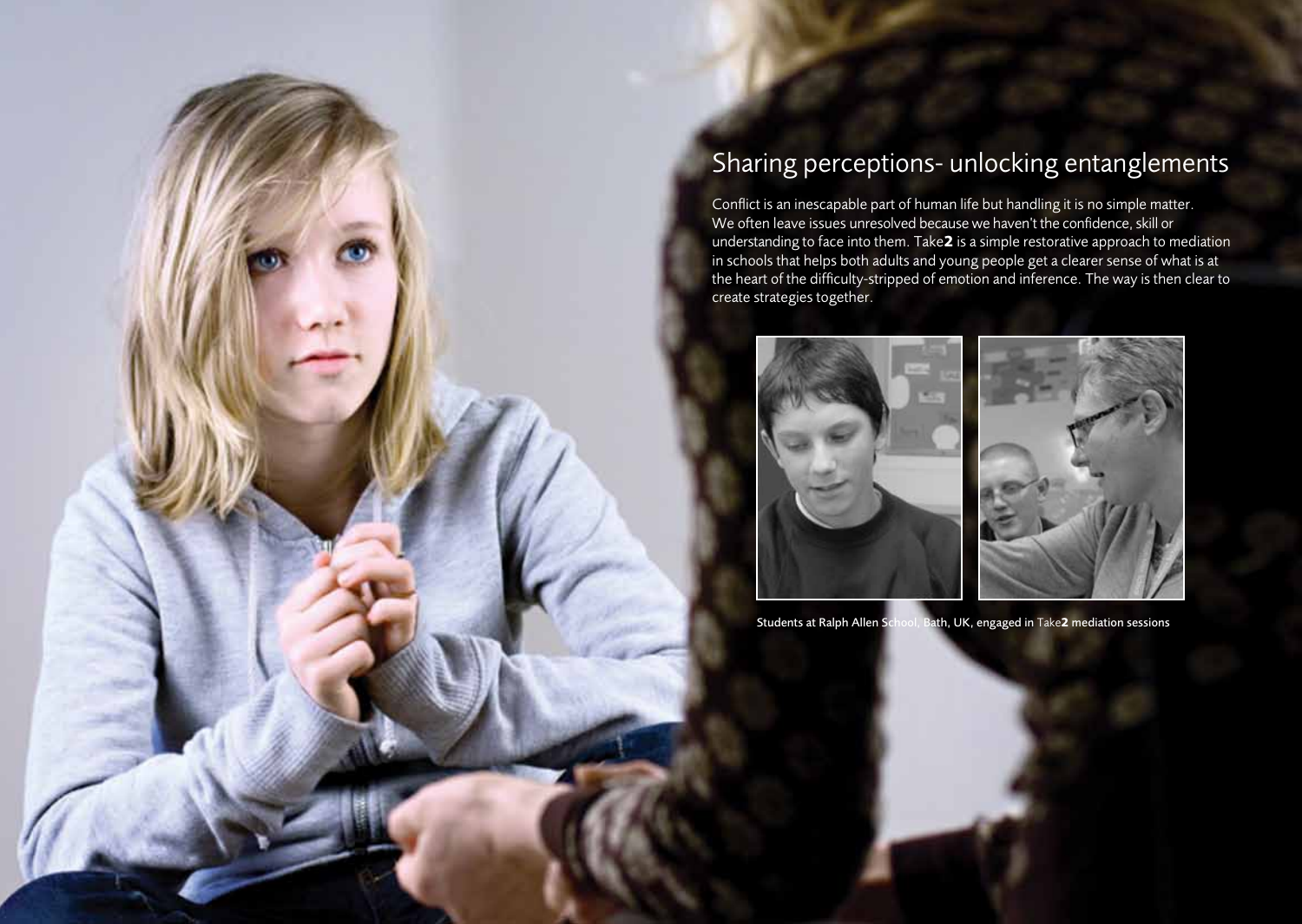## Sharing perceptions- unlocking entanglements

Conflict is an inescapable part of human life but handling it is no simple matter. We often leave issues unresolved because we haven't the confidence, skill or understanding to face into them. Take**2** is a simple restorative approach to mediation in schools that helps both adults and young people get a clearer sense of what is at the heart of the difficulty-stripped of emotion and inference. The way is then clear to create strategies together.

Students at Ralph Allen School, Bath, UK, engaged in Take**2** mediation sessions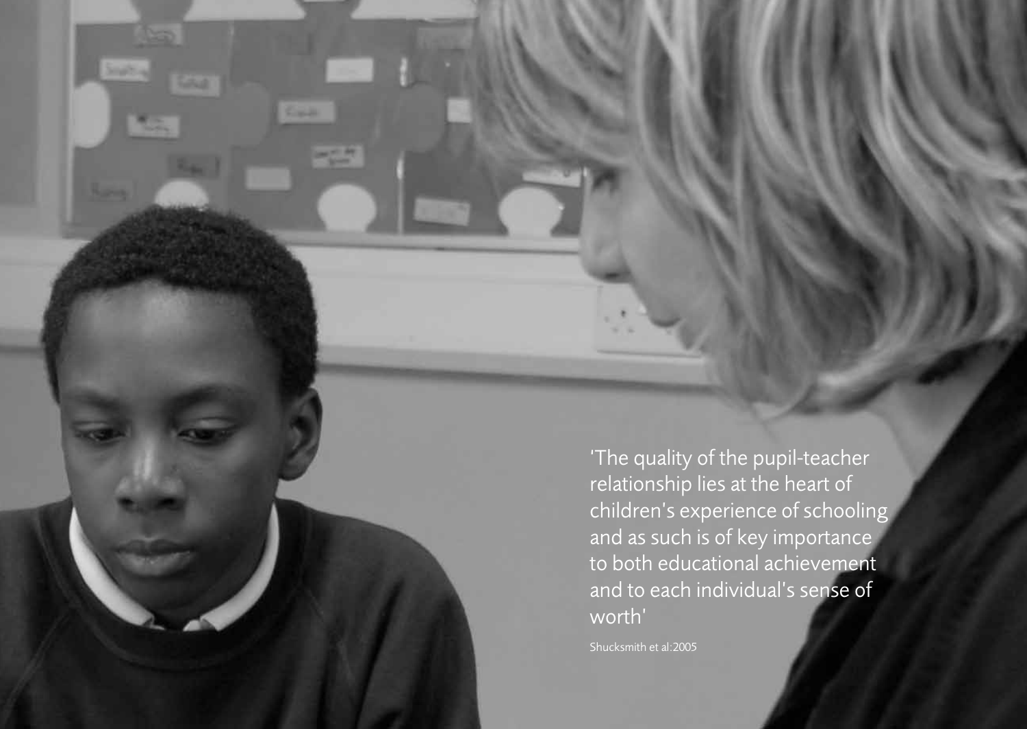'The quality of the pupil-teacher relationship lies at the heart of children's experience of schooling and as such is of key importance to both educational achievement and to each individual's sense of worth'

Shucksmith et al:2005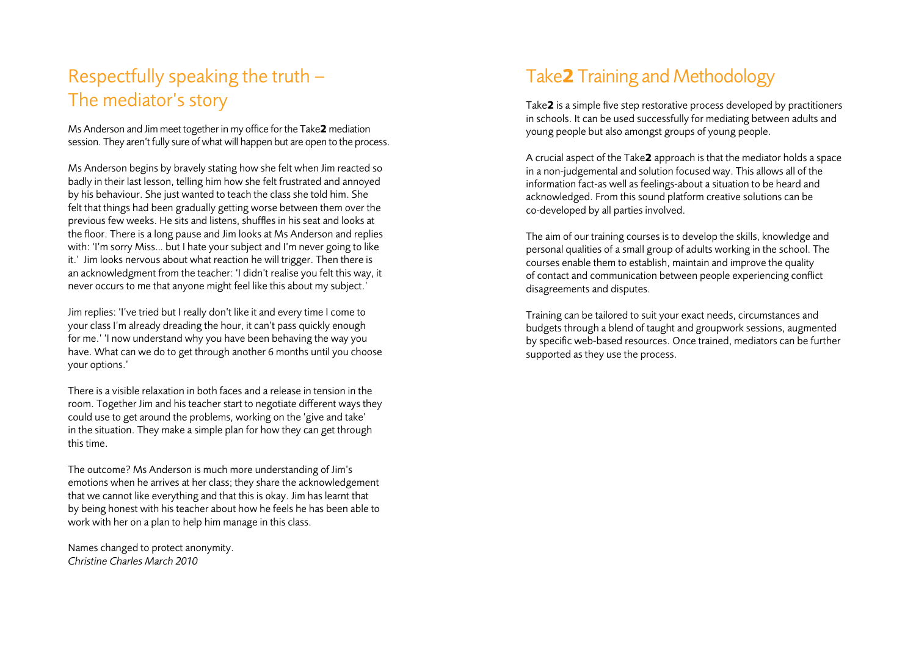## Respectfully speaking the truth – The mediator's story

Ms Anderson and Jim meet together in my office for the Take**2** mediation session. They aren't fully sure of what will happen but are open to the process.

Ms Anderson begins by bravely stating how she felt when Jim reacted so badly in their last lesson, telling him how she felt frustrated and annoyed by his behaviour. She just wanted to teach the class she told him. She felt that things had been gradually getting worse between them over the previous few weeks. He sits and listens, shuffles in his seat and looks at the floor. There is a long pause and Jim looks at Ms Anderson and replies with: 'I'm sorry Miss... but I hate your subject and I'm never going to like it.' Jim looks nervous about what reaction he will trigger. Then there is an acknowledgment from the teacher: 'I didn't realise you felt this way, it never occurs to me that anyone might feel like this about my subject.'

Jim replies: 'I've tried but I really don't like it and every time I come to your class I'm already dreading the hour, it can't pass quickly enough for me.' 'I now understand why you have been behaving the way you have. What can we do to get through another 6 months until you choose your options.'

There is a visible relaxation in both faces and a release in tension in the room. Together Jim and his teacher start to negotiate different ways they could use to get around the problems, working on the 'give and take' in the situation. They make a simple plan for how they can get through this time.

The outcome? Ms Anderson is much more understanding of Jim's emotions when he arrives at her class; they share the acknowledgement that we cannot like everything and that this is okay. Jim has learnt that by being honest with his teacher about how he feels he has been able to work with her on a plan to help him manage in this class.

Names changed to protect anonymity.
*Christine Charles March 2010*

## Take**2** Training and Methodology

Take**2** is a simple five step restorative process developed by practitioners in schools. It can be used successfully for mediating between adults and young people but also amongst groups of young people.

A crucial aspect of the Take**2** approach is that the mediator holds a space in a non-judgemental and solution focused way. This allows all of the information fact-as well as feelings-about a situation to be heard and acknowledged. From this sound platform creative solutions can be co-developed by all parties involved.

The aim of our training courses is to develop the skills, knowledge and personal qualities of a small group of adults working in the school. The courses enable them to establish, maintain and improve the quality of contact and communication between people experiencing conflict disagreements and disputes.

Training can be tailored to suit your exact needs, circumstances and budgets through a blend of taught and groupwork sessions, augmented by specific web-based resources. Once trained, mediators can be further supported as they use the process.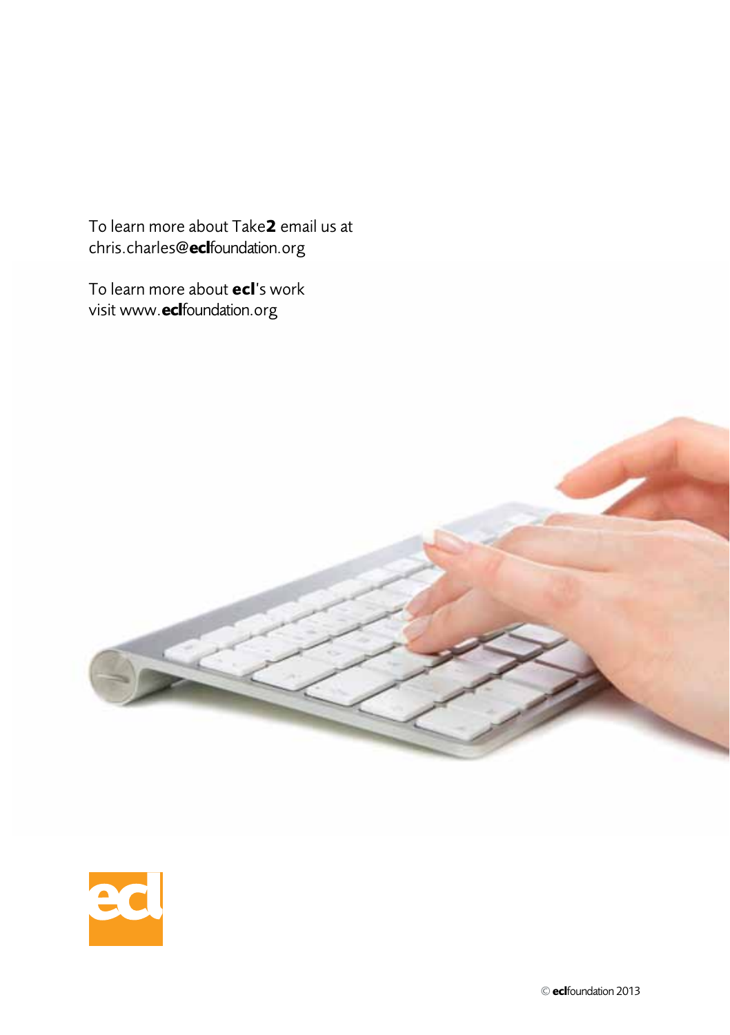To learn more about Take**2** email us at
chris.charles@**ecl**foundation.org

To learn more about **ecl**'s work
visit www.**ecl**foundation.org

© **ecl**foundation 2013